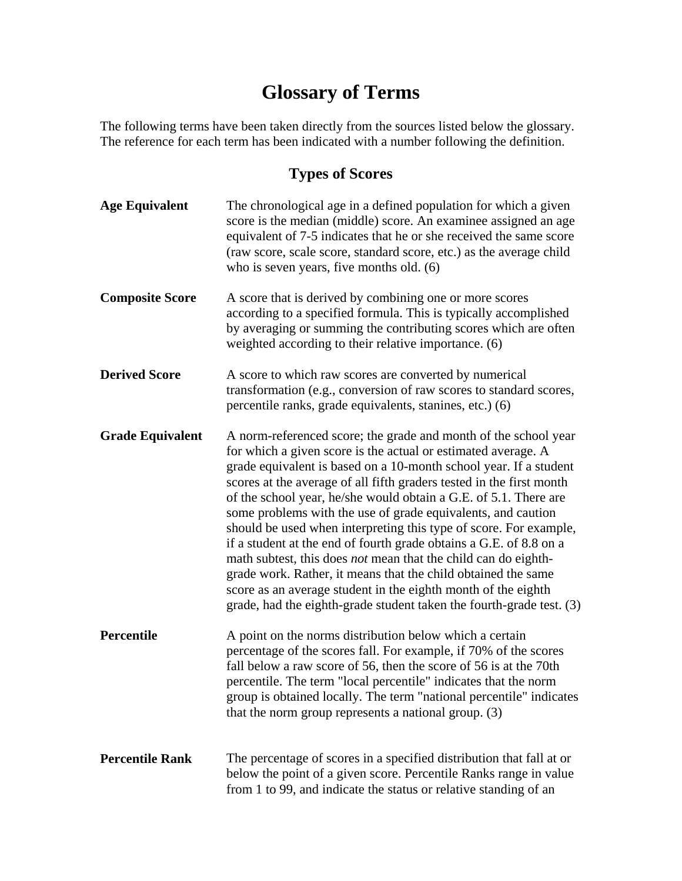# Glossary of Terms

The following terms have been taken directly from the sources listed below the glossary. The reference for each term has been indicated with a number following the definition.

## Types of Scores

**Age Equivalent** — The chronological age in a defined population for which a given score is the median (middle) score. An examinee assigned an age equivalent of 7-5 indicates that he or she received the same score (raw score, scale score, standard score, etc.) as the average child who is seven years, five months old. (6)

**Composite Score** — A score that is derived by combining one or more scores according to a specified formula. This is typically accomplished by averaging or summing the contributing scores which are often weighted according to their relative importance. (6)

**Derived Score** — A score to which raw scores are converted by numerical transformation (e.g., conversion of raw scores to standard scores, percentile ranks, grade equivalents, stanines, etc.) (6)

**Grade Equivalent** — A norm-referenced score; the grade and month of the school year for which a given score is the actual or estimated average. A grade equivalent is based on a 10-month school year. If a student scores at the average of all fifth graders tested in the first month of the school year, he/she would obtain a G.E. of 5.1. There are some problems with the use of grade equivalents, and caution should be used when interpreting this type of score. For example, if a student at the end of fourth grade obtains a G.E. of 8.8 on a math subtest, this does *not* mean that the child can do eighth-grade work. Rather, it means that the child obtained the same score as an average student in the eighth month of the eighth grade, had the eighth-grade student taken the fourth-grade test. (3)

**Percentile** — A point on the norms distribution below which a certain percentage of the scores fall. For example, if 70% of the scores fall below a raw score of 56, then the score of 56 is at the 70th percentile. The term "local percentile" indicates that the norm group is obtained locally. The term "national percentile" indicates that the norm group represents a national group. (3)

**Percentile Rank** — The percentage of scores in a specified distribution that fall at or below the point of a given score. Percentile Ranks range in value from 1 to 99, and indicate the status or relative standing of an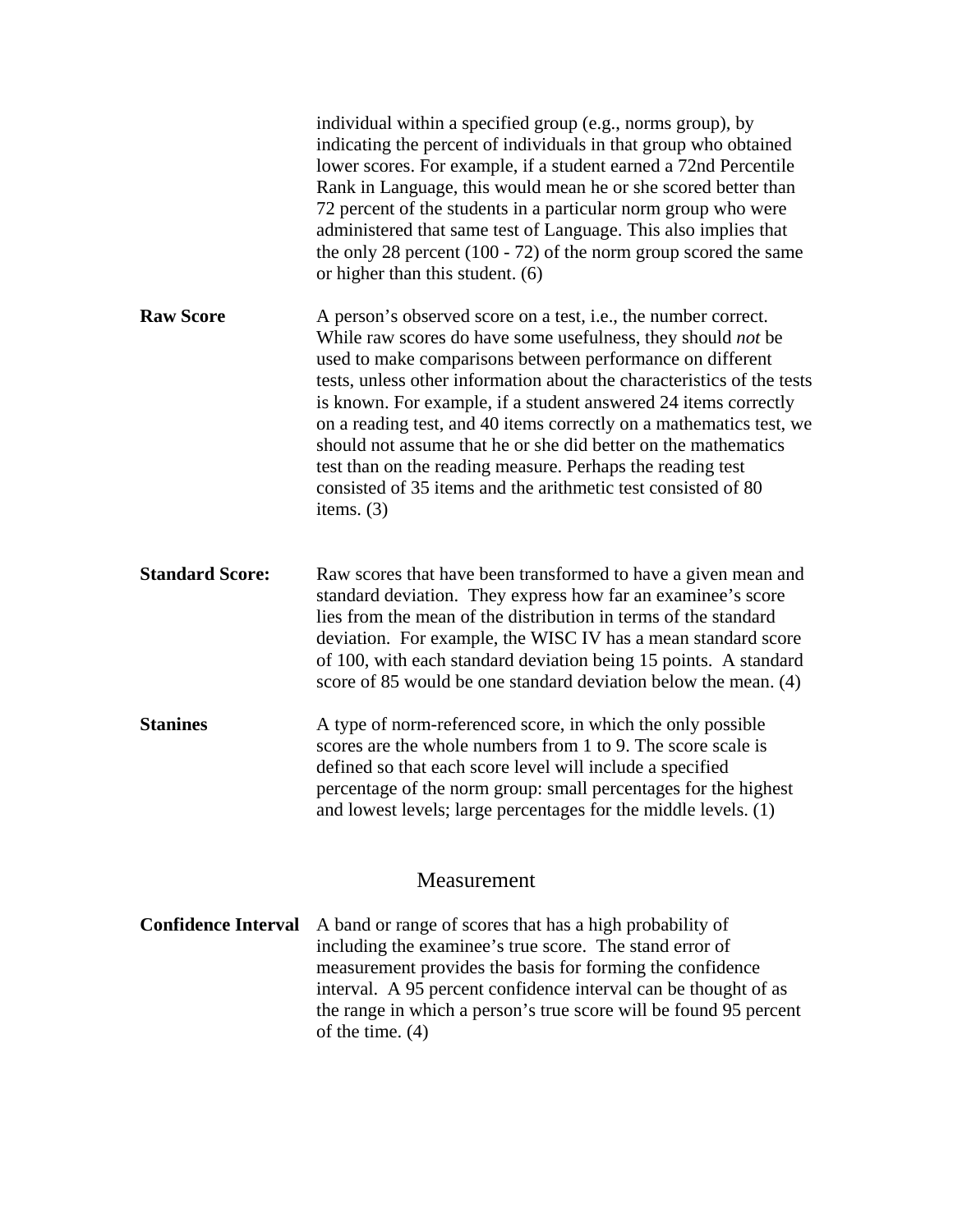individual within a specified group (e.g., norms group), by indicating the percent of individuals in that group who obtained lower scores. For example, if a student earned a 72nd Percentile Rank in Language, this would mean he or she scored better than 72 percent of the students in a particular norm group who were administered that same test of Language. This also implies that the only 28 percent (100 - 72) of the norm group scored the same or higher than this student. (6)

**Raw Score** A person's observed score on a test, i.e., the number correct. While raw scores do have some usefulness, they should *not* be used to make comparisons between performance on different tests, unless other information about the characteristics of the tests is known. For example, if a student answered 24 items correctly on a reading test, and 40 items correctly on a mathematics test, we should not assume that he or she did better on the mathematics test than on the reading measure. Perhaps the reading test consisted of 35 items and the arithmetic test consisted of 80 items. (3)

**Standard Score:** Raw scores that have been transformed to have a given mean and standard deviation. They express how far an examinee's score lies from the mean of the distribution in terms of the standard deviation. For example, the WISC IV has a mean standard score of 100, with each standard deviation being 15 points. A standard score of 85 would be one standard deviation below the mean. (4)

**Stanines** A type of norm-referenced score, in which the only possible scores are the whole numbers from 1 to 9. The score scale is defined so that each score level will include a specified percentage of the norm group: small percentages for the highest and lowest levels; large percentages for the middle levels. (1)

## Measurement

**Confidence Interval** A band or range of scores that has a high probability of including the examinee's true score. The stand error of measurement provides the basis for forming the confidence interval. A 95 percent confidence interval can be thought of as the range in which a person's true score will be found 95 percent of the time. (4)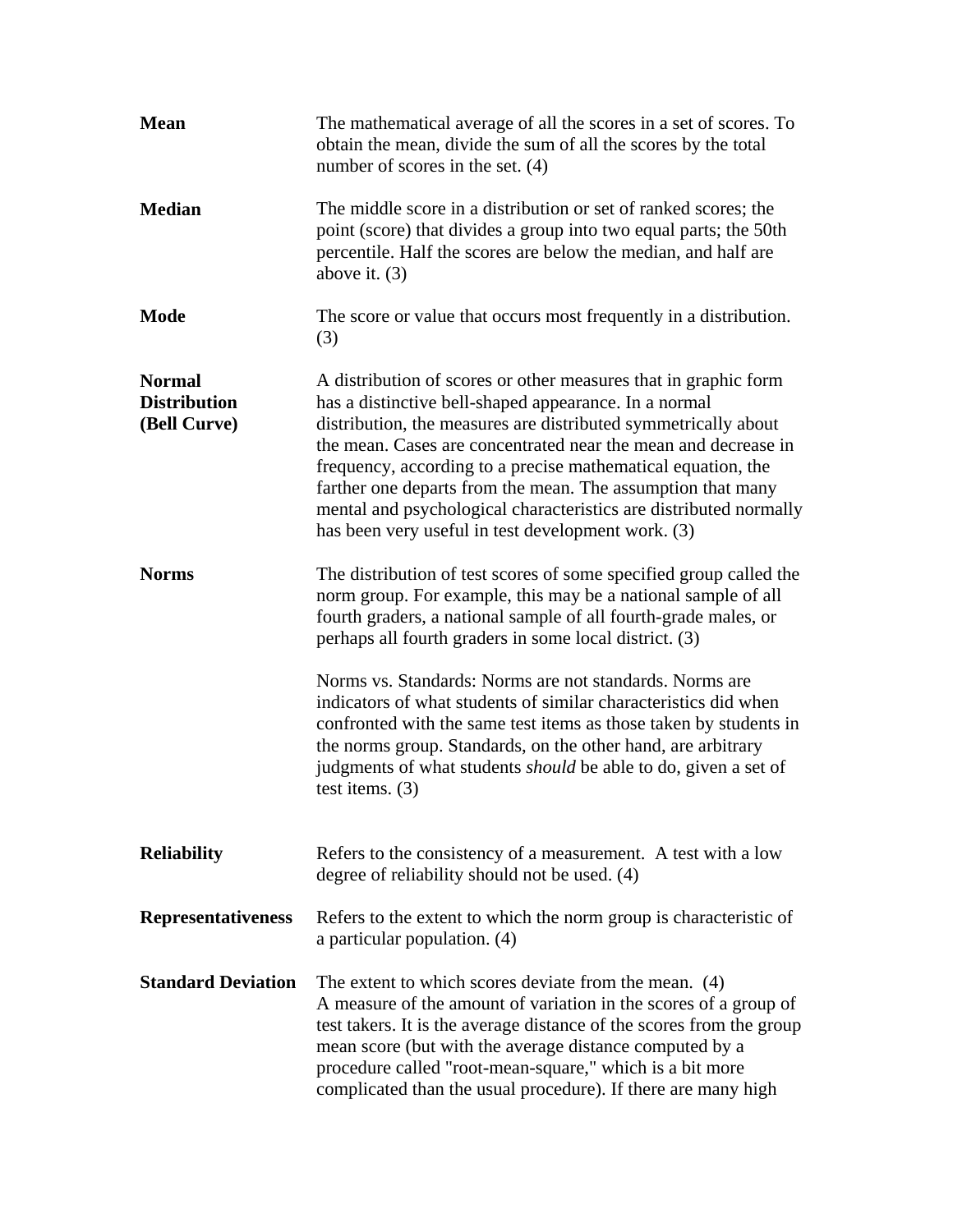| | |
|---|---|
| **Mean** | The mathematical average of all the scores in a set of scores. To obtain the mean, divide the sum of all the scores by the total number of scores in the set. (4) |
| **Median** | The middle score in a distribution or set of ranked scores; the point (score) that divides a group into two equal parts; the 50th percentile. Half the scores are below the median, and half are above it. (3) |
| **Mode** | The score or value that occurs most frequently in a distribution. (3) |
| **Normal Distribution (Bell Curve)** | A distribution of scores or other measures that in graphic form has a distinctive bell-shaped appearance. In a normal distribution, the measures are distributed symmetrically about the mean. Cases are concentrated near the mean and decrease in frequency, according to a precise mathematical equation, the farther one departs from the mean. The assumption that many mental and psychological characteristics are distributed normally has been very useful in test development work. (3) |
| **Norms** | The distribution of test scores of some specified group called the norm group. For example, this may be a national sample of all fourth graders, a national sample of all fourth-grade males, or perhaps all fourth graders in some local district. (3)<br><br>Norms vs. Standards: Norms are not standards. Norms are indicators of what students of similar characteristics did when confronted with the same test items as those taken by students in the norms group. Standards, on the other hand, are arbitrary judgments of what students *should* be able to do, given a set of test items. (3) |
| **Reliability** | Refers to the consistency of a measurement. A test with a low degree of reliability should not be used. (4) |
| **Representativeness** | Refers to the extent to which the norm group is characteristic of a particular population. (4) |
| **Standard Deviation** | The extent to which scores deviate from the mean. (4)<br>A measure of the amount of variation in the scores of a group of test takers. It is the average distance of the scores from the group mean score (but with the average distance computed by a procedure called "root-mean-square," which is a bit more complicated than the usual procedure). If there are many high |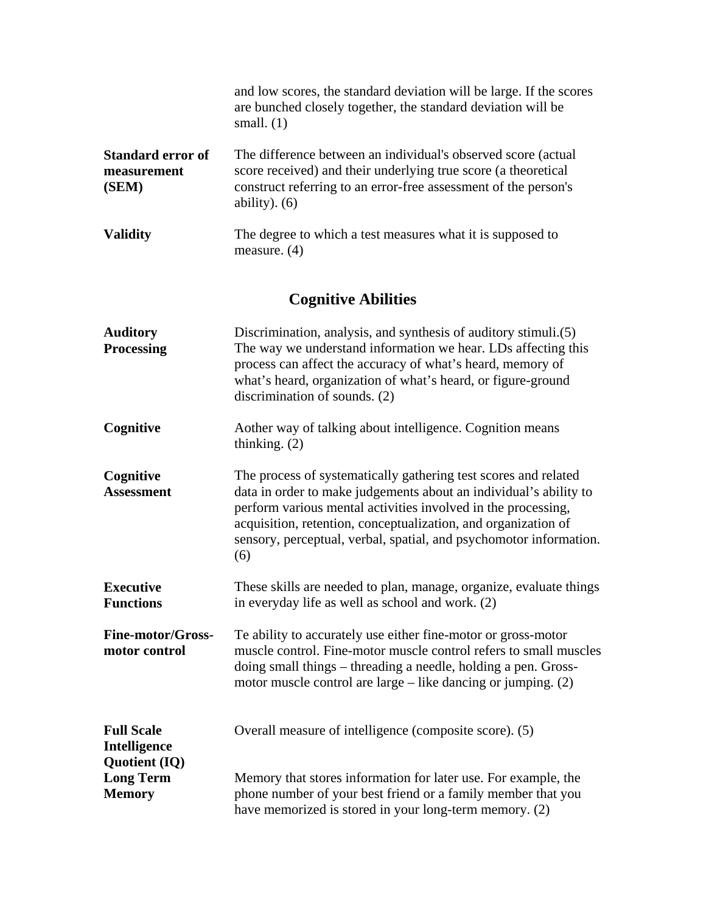| | |
|---|---|
| | and low scores, the standard deviation will be large. If the scores are bunched closely together, the standard deviation will be small. (1) |
| **Standard error of measurement (SEM)** | The difference between an individual's observed score (actual score received) and their underlying true score (a theoretical construct referring to an error-free assessment of the person's ability). (6) |
| **Validity** | The degree to which a test measures what it is supposed to measure. (4) |

## Cognitive Abilities

| | |
|---|---|
| **Auditory Processing** | Discrimination, analysis, and synthesis of auditory stimuli.(5) The way we understand information we hear. LDs affecting this process can affect the accuracy of what's heard, memory of what's heard, organization of what's heard, or figure-ground discrimination of sounds. (2) |
| **Cognitive** | Aother way of talking about intelligence. Cognition means thinking. (2) |
| **Cognitive Assessment** | The process of systematically gathering test scores and related data in order to make judgements about an individual's ability to perform various mental activities involved in the processing, acquisition, retention, conceptualization, and organization of sensory, perceptual, verbal, spatial, and psychomotor information. (6) |
| **Executive Functions** | These skills are needed to plan, manage, organize, evaluate things in everyday life as well as school and work. (2) |
| **Fine-motor/Gross-motor control** | Te ability to accurately use either fine-motor or gross-motor muscle control. Fine-motor muscle control refers to small muscles doing small things – threading a needle, holding a pen. Gross-motor muscle control are large – like dancing or jumping. (2) |
| **Full Scale Intelligence Quotient (IQ)** | Overall measure of intelligence (composite score). (5) |
| **Long Term Memory** | Memory that stores information for later use. For example, the phone number of your best friend or a family member that you have memorized is stored in your long-term memory. (2) |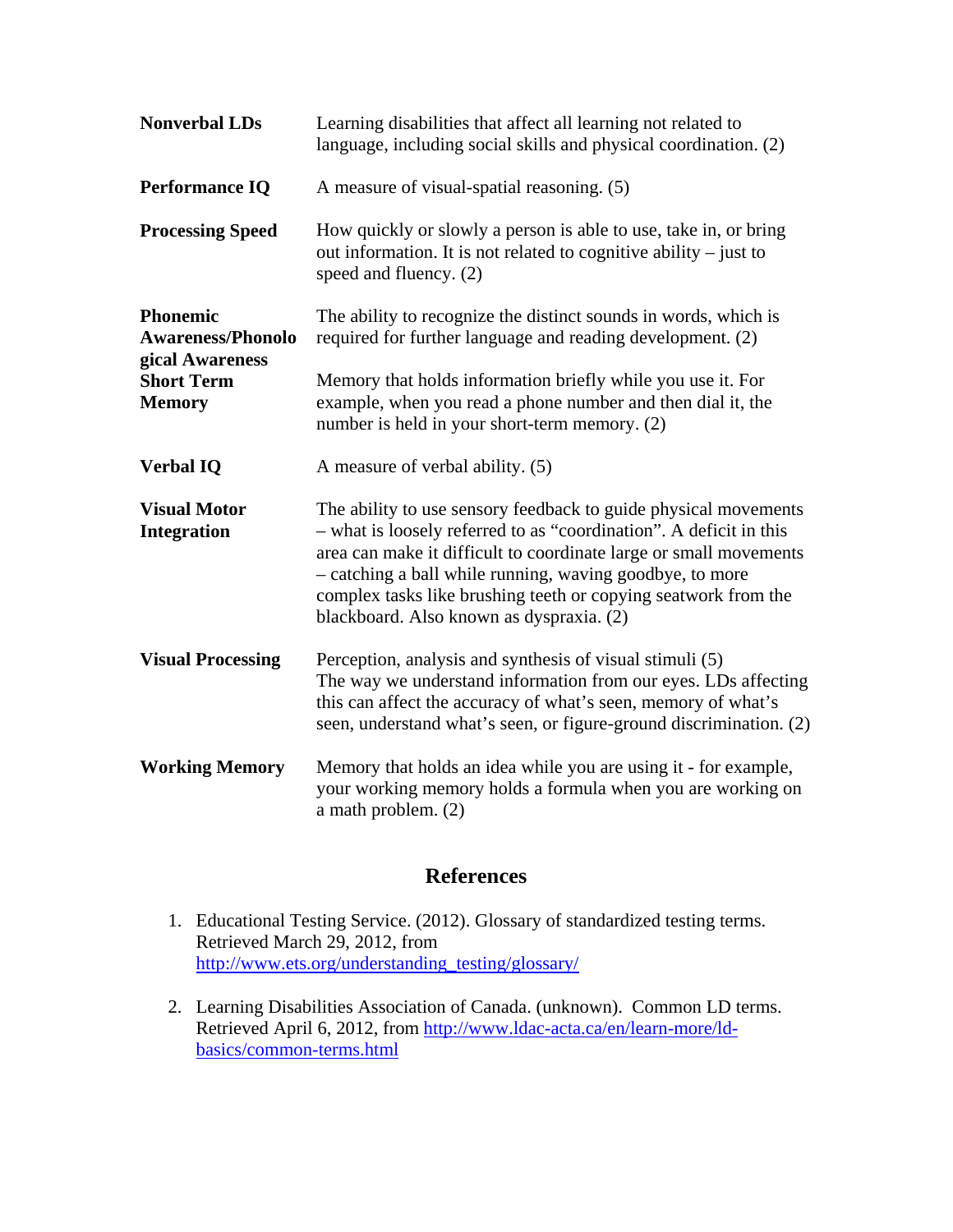**Nonverbal LDs** Learning disabilities that affect all learning not related to language, including social skills and physical coordination. (2)

**Performance IQ** A measure of visual-spatial reasoning. (5)

**Processing Speed** How quickly or slowly a person is able to use, take in, or bring out information. It is not related to cognitive ability – just to speed and fluency. (2)

**Phonemic Awareness/Phonological Awareness** The ability to recognize the distinct sounds in words, which is required for further language and reading development. (2)

**Short Term Memory** Memory that holds information briefly while you use it. For example, when you read a phone number and then dial it, the number is held in your short-term memory. (2)

**Verbal IQ** A measure of verbal ability. (5)

**Visual Motor Integration** The ability to use sensory feedback to guide physical movements – what is loosely referred to as "coordination". A deficit in this area can make it difficult to coordinate large or small movements – catching a ball while running, waving goodbye, to more complex tasks like brushing teeth or copying seatwork from the blackboard. Also known as dyspraxia. (2)

**Visual Processing** Perception, analysis and synthesis of visual stimuli (5)
The way we understand information from our eyes. LDs affecting this can affect the accuracy of what's seen, memory of what's seen, understand what's seen, or figure-ground discrimination. (2)

**Working Memory** Memory that holds an idea while you are using it - for example, your working memory holds a formula when you are working on a math problem. (2)

## References

1. Educational Testing Service. (2012). Glossary of standardized testing terms. Retrieved March 29, 2012, from http://www.ets.org/understanding_testing/glossary/

2. Learning Disabilities Association of Canada. (unknown). Common LD terms. Retrieved April 6, 2012, from http://www.ldac-acta.ca/en/learn-more/ld-basics/common-terms.html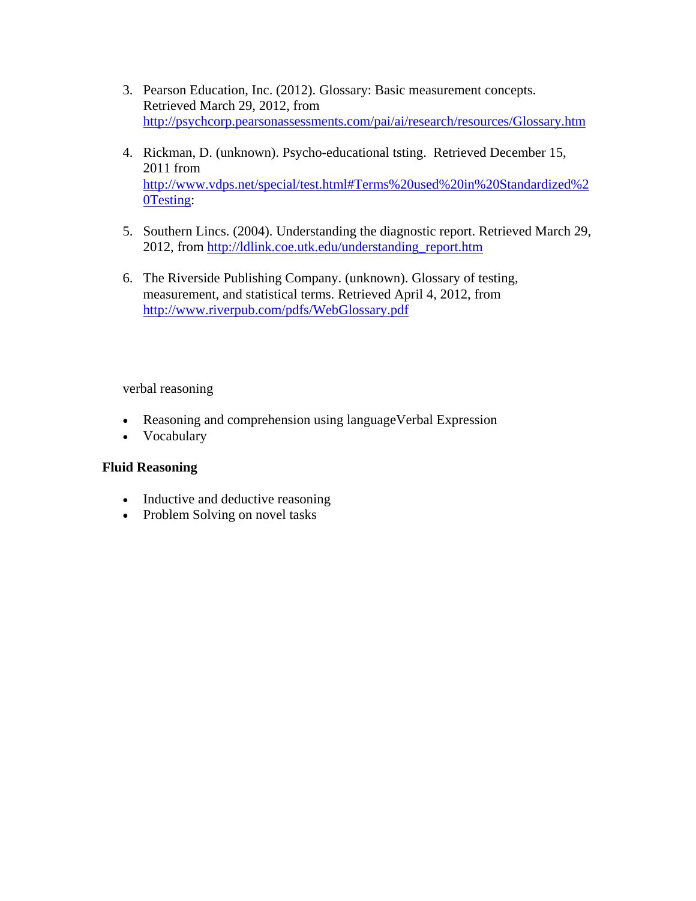3. Pearson Education, Inc. (2012). Glossary: Basic measurement concepts. Retrieved March 29, 2012, from http://psychcorp.pearsonassessments.com/pai/ai/research/resources/Glossary.htm

4. Rickman, D. (unknown). Psycho-educational tsting. Retrieved December 15, 2011 from http://www.vdps.net/special/test.html#Terms%20used%20in%20Standardized%20Testing:

5. Southern Lincs. (2004). Understanding the diagnostic report. Retrieved March 29, 2012, from http://ldlink.coe.utk.edu/understanding_report.htm

6. The Riverside Publishing Company. (unknown). Glossary of testing, measurement, and statistical terms. Retrieved April 4, 2012, from http://www.riverpub.com/pdfs/WebGlossary.pdf

verbal reasoning

- Reasoning and comprehension using languageVerbal Expression
- Vocabulary

**Fluid Reasoning**

- Inductive and deductive reasoning
- Problem Solving on novel tasks